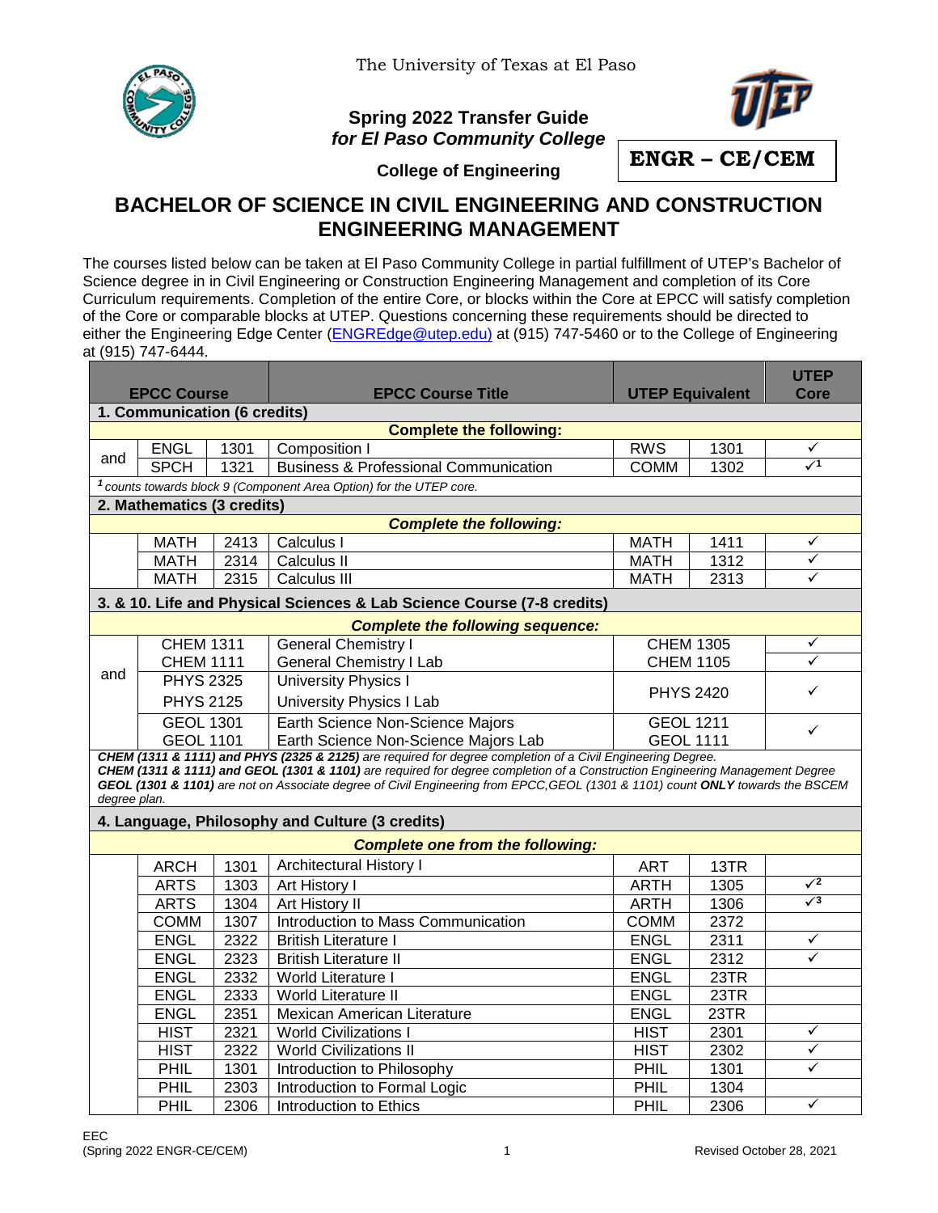The University of Texas at El Paso

**Spring 2022 Transfer Guide**
***for El Paso Community College***

**College of Engineering**

**ENGR – CE/CEM**

# BACHELOR OF SCIENCE IN CIVIL ENGINEERING AND CONSTRUCTION ENGINEERING MANAGEMENT

The courses listed below can be taken at El Paso Community College in partial fulfillment of UTEP's Bachelor of Science degree in in Civil Engineering or Construction Engineering Management and completion of its Core Curriculum requirements. Completion of the entire Core, or blocks within the Core at EPCC will satisfy completion of the Core or comparable blocks at UTEP. Questions concerning these requirements should be directed to either the Engineering Edge Center (ENGREdge@utep.edu) at (915) 747-5460 or to the College of Engineering at (915) 747-6444.

| | EPCC Course | | EPCC Course Title | UTEP Equivalent | | UTEP Core |
|---|---|---|---|---|---|---|
| **1. Communication (6 credits)** | | | | | | |
| | | | **Complete the following:** | | | |
| and | ENGL | 1301 | Composition I | RWS | 1301 | ✓ |
| | SPCH | 1321 | Business & Professional Communication | COMM | 1302 | ✓[1] |
| *[1] counts towards block 9 (Component Area Option) for the UTEP core.* | | | | | | |
| **2. Mathematics (3 credits)** | | | | | | |
| | | | ***Complete the following:*** | | | |
| | MATH | 2413 | Calculus I | MATH | 1411 | ✓ |
| | MATH | 2314 | Calculus II | MATH | 1312 | ✓ |
| | MATH | 2315 | Calculus III | MATH | 2313 | ✓ |
| **3. & 10. Life and Physical Sciences & Lab Science Course (7-8 credits)** | | | | | | |
| | | | ***Complete the following sequence:*** | | | |
| and | CHEM 1311 | | General Chemistry I | CHEM 1305 | | ✓ |
| | CHEM 1111 | | General Chemistry I Lab | CHEM 1105 | | ✓ |
| | PHYS 2325 / PHYS 2125 | | University Physics I / University Physics I Lab | PHYS 2420 | | ✓ |
| | GEOL 1301 / GEOL 1101 | | Earth Science Non-Science Majors / Earth Science Non-Science Majors Lab | GEOL 1211 / GEOL 1111 | | ✓ |
| ***CHEM (1311 & 1111) and PHYS (2325 & 2125)*** *are required for degree completion of a Civil Engineering Degree.* ***CHEM (1311 & 1111) and GEOL (1301 & 1101)*** *are required for degree completion of a Construction Engineering Management Degree* ***GEOL (1301 & 1101)*** *are not on Associate degree of Civil Engineering from EPCC,GEOL (1301 & 1101) count* ***ONLY*** *towards the BSCEM degree plan.* | | | | | | |
| **4. Language, Philosophy and Culture (3 credits)** | | | | | | |
| | | | ***Complete one from the following:*** | | | |
| | ARCH | 1301 | Architectural History I | ART | 13TR | |
| | ARTS | 1303 | Art History I | ARTH | 1305 | ✓[2] |
| | ARTS | 1304 | Art History II | ARTH | 1306 | ✓[3] |
| | COMM | 1307 | Introduction to Mass Communication | COMM | 2372 | |
| | ENGL | 2322 | British Literature I | ENGL | 2311 | ✓ |
| | ENGL | 2323 | British Literature II | ENGL | 2312 | ✓ |
| | ENGL | 2332 | World Literature I | ENGL | 23TR | |
| | ENGL | 2333 | World Literature II | ENGL | 23TR | |
| | ENGL | 2351 | Mexican American Literature | ENGL | 23TR | |
| | HIST | 2321 | World Civilizations I | HIST | 2301 | ✓ |
| | HIST | 2322 | World Civilizations II | HIST | 2302 | ✓ |
| | PHIL | 1301 | Introduction to Philosophy | PHIL | 1301 | ✓ |
| | PHIL | 2303 | Introduction to Formal Logic | PHIL | 1304 | |
| | PHIL | 2306 | Introduction to Ethics | PHIL | 2306 | ✓ |

EEC
(Spring 2022 ENGR-CE/CEM) Revised October 28, 2021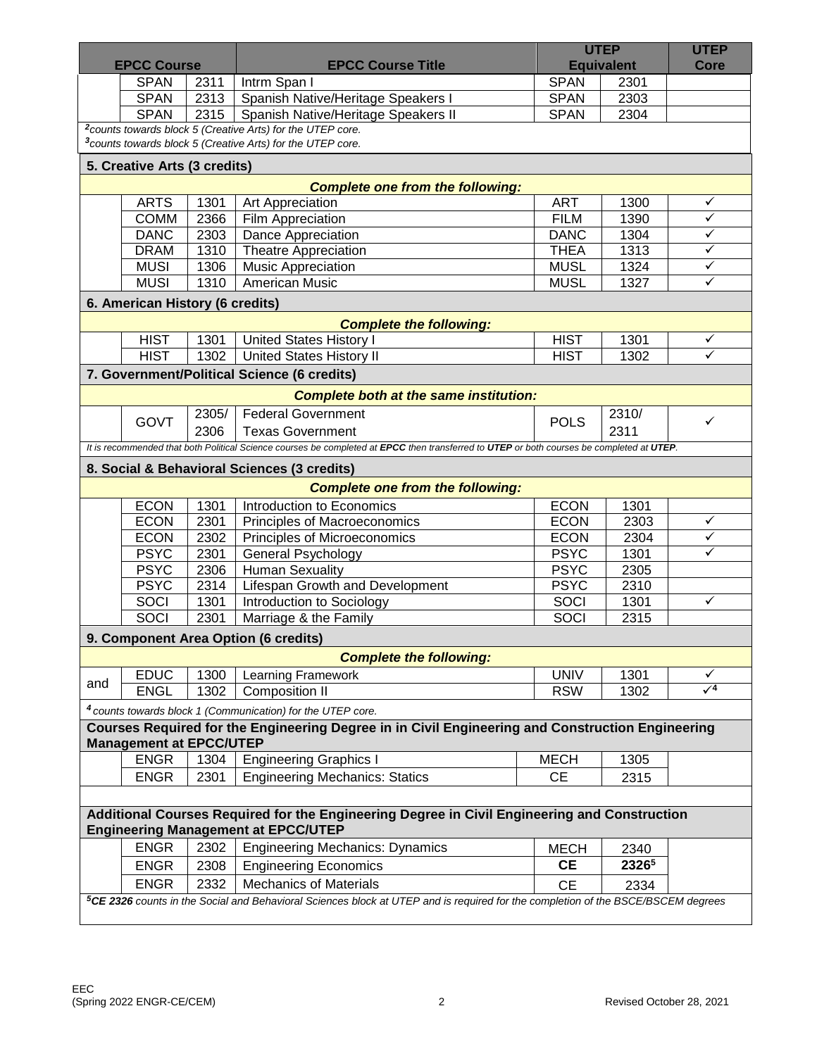| | EPCC Course | | EPCC Course Title | UTEP Equivalent | | UTEP Core |
|---|---|---|---|---|---|---|
| | SPAN | 2311 | Intrm Span I | SPAN | 2301 | |
| | SPAN | 2313 | Spanish Native/Heritage Speakers I | SPAN | 2303 | |
| | SPAN | 2315 | Spanish Native/Heritage Speakers II | SPAN | 2304 | |

*[2]counts towards block 5 (Creative Arts) for the UTEP core.*
*[3]counts towards block 5 (Creative Arts) for the UTEP core.*

**5. Creative Arts (3 credits)**

***Complete one from the following:***

| | EPCC Course | | EPCC Course Title | UTEP Equivalent | | UTEP Core |
|---|---|---|---|---|---|---|
| | ARTS | 1301 | Art Appreciation | ART | 1300 | ✓ |
| | COMM | 2366 | Film Appreciation | FILM | 1390 | ✓ |
| | DANC | 2303 | Dance Appreciation | DANC | 1304 | ✓ |
| | DRAM | 1310 | Theatre Appreciation | THEA | 1313 | ✓ |
| | MUSI | 1306 | Music Appreciation | MUSL | 1324 | ✓ |
| | MUSI | 1310 | American Music | MUSL | 1327 | ✓ |

**6. American History (6 credits)**

***Complete the following:***

| | EPCC Course | | EPCC Course Title | UTEP Equivalent | | UTEP Core |
|---|---|---|---|---|---|---|
| | HIST | 1301 | United States History I | HIST | 1301 | ✓ |
| | HIST | 1302 | United States History II | HIST | 1302 | ✓ |

**7. Government/Political Science (6 credits)**

***Complete both at the same institution:***

| | EPCC Course | | EPCC Course Title | UTEP Equivalent | | UTEP Core |
|---|---|---|---|---|---|---|
| | GOVT | 2305/ 2306 | Federal Government / Texas Government | POLS | 2310/ 2311 | ✓ |

*It is recommended that both Political Science courses be completed at **EPCC** then transferred to **UTEP** or both courses be completed at **UTEP**.*

**8. Social & Behavioral Sciences (3 credits)**

***Complete one from the following:***

| | EPCC Course | | EPCC Course Title | UTEP Equivalent | | UTEP Core |
|---|---|---|---|---|---|---|
| | ECON | 1301 | Introduction to Economics | ECON | 1301 | |
| | ECON | 2301 | Principles of Macroeconomics | ECON | 2303 | ✓ |
| | ECON | 2302 | Principles of Microeconomics | ECON | 2304 | ✓ |
| | PSYC | 2301 | General Psychology | PSYC | 1301 | ✓ |
| | PSYC | 2306 | Human Sexuality | PSYC | 2305 | |
| | PSYC | 2314 | Lifespan Growth and Development | PSYC | 2310 | |
| | SOCI | 1301 | Introduction to Sociology | SOCI | 1301 | ✓ |
| | SOCI | 2301 | Marriage & the Family | SOCI | 2315 | |

**9. Component Area Option (6 credits)**

***Complete the following:***

| | EPCC Course | | EPCC Course Title | UTEP Equivalent | | UTEP Core |
|---|---|---|---|---|---|---|
| and | EDUC | 1300 | Learning Framework | UNIV | 1301 | ✓ |
| | ENGL | 1302 | Composition II | RSW | 1302 | ✓[4] |

*[4] counts towards block 1 (Communication) for the UTEP core.*

**Courses Required for the Engineering Degree in in Civil Engineering and Construction Engineering Management at EPCC/UTEP**

| | EPCC Course | | EPCC Course Title | UTEP Equivalent | | UTEP Core |
|---|---|---|---|---|---|---|
| | ENGR | 1304 | Engineering Graphics I | MECH | 1305 | |
| | ENGR | 2301 | Engineering Mechanics: Statics | CE | 2315 | |

**Additional Courses Required for the Engineering Degree in Civil Engineering and Construction Engineering Management at EPCC/UTEP**

| | EPCC Course | | EPCC Course Title | UTEP Equivalent | | UTEP Core |
|---|---|---|---|---|---|---|
| | ENGR | 2302 | Engineering Mechanics: Dynamics | MECH | 2340 | |
| | ENGR | 2308 | Engineering Economics | **CE** | **2326[5]** | |
| | ENGR | 2332 | Mechanics of Materials | CE | 2334 | |

*[5]**CE 2326** counts in the Social and Behavioral Sciences block at UTEP and is required for the completion of the BSCE/BSCEM degrees*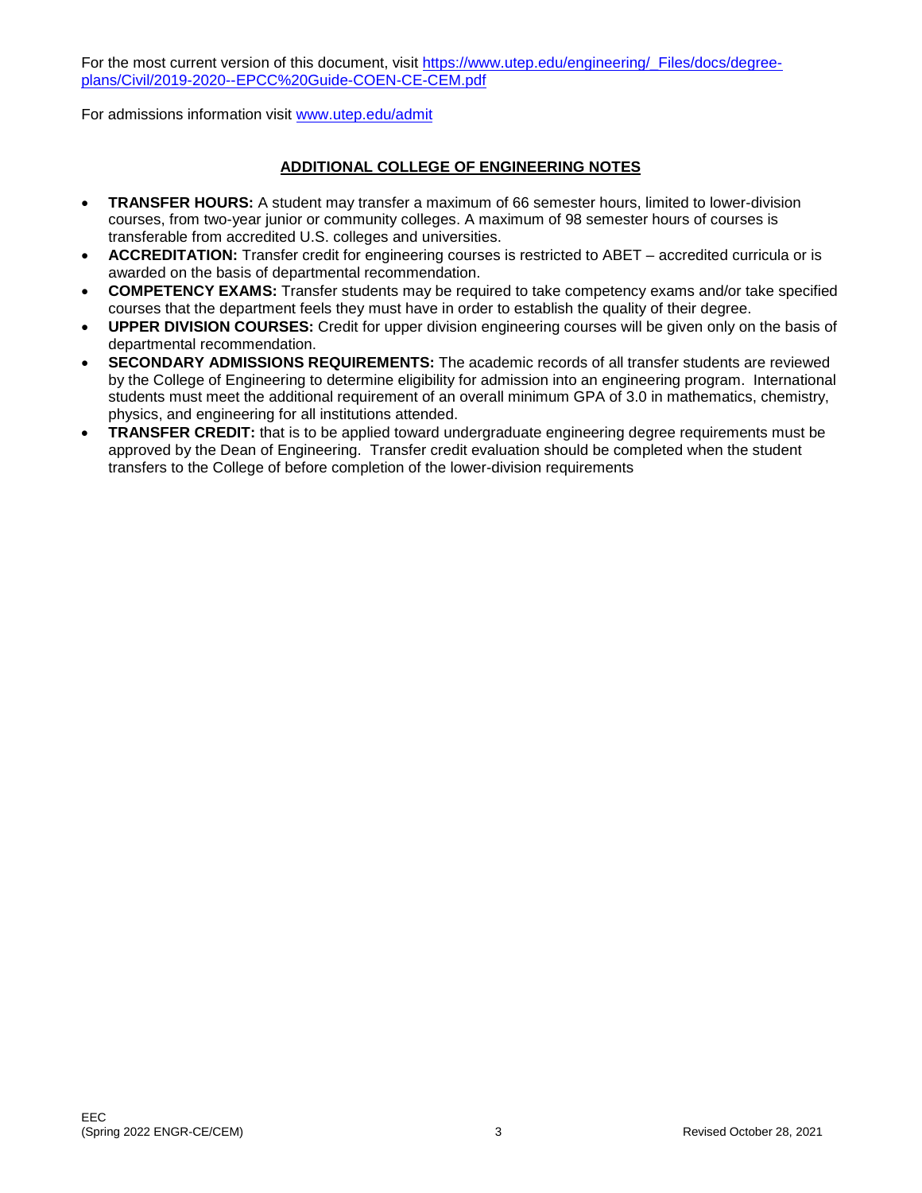For the most current version of this document, visit [https://www.utep.edu/engineering/_Files/docs/degree-plans/Civil/2019-2020--EPCC%20Guide-COEN-CE-CEM.pdf](https://www.utep.edu/engineering/_Files/docs/degree-plans/Civil/2019-2020--EPCC%20Guide-COEN-CE-CEM.pdf)

For admissions information visit [www.utep.edu/admit](www.utep.edu/admit)

## ADDITIONAL COLLEGE OF ENGINEERING NOTES

- **TRANSFER HOURS:** A student may transfer a maximum of 66 semester hours, limited to lower-division courses, from two-year junior or community colleges. A maximum of 98 semester hours of courses is transferable from accredited U.S. colleges and universities.
- **ACCREDITATION:** Transfer credit for engineering courses is restricted to ABET – accredited curricula or is awarded on the basis of departmental recommendation.
- **COMPETENCY EXAMS:** Transfer students may be required to take competency exams and/or take specified courses that the department feels they must have in order to establish the quality of their degree.
- **UPPER DIVISION COURSES:** Credit for upper division engineering courses will be given only on the basis of departmental recommendation.
- **SECONDARY ADMISSIONS REQUIREMENTS:** The academic records of all transfer students are reviewed by the College of Engineering to determine eligibility for admission into an engineering program. International students must meet the additional requirement of an overall minimum GPA of 3.0 in mathematics, chemistry, physics, and engineering for all institutions attended.
- **TRANSFER CREDIT:** that is to be applied toward undergraduate engineering degree requirements must be approved by the Dean of Engineering. Transfer credit evaluation should be completed when the student transfers to the College of before completion of the lower-division requirements

EEC
(Spring 2022 ENGR-CE/CEM) Revised October 28, 2021